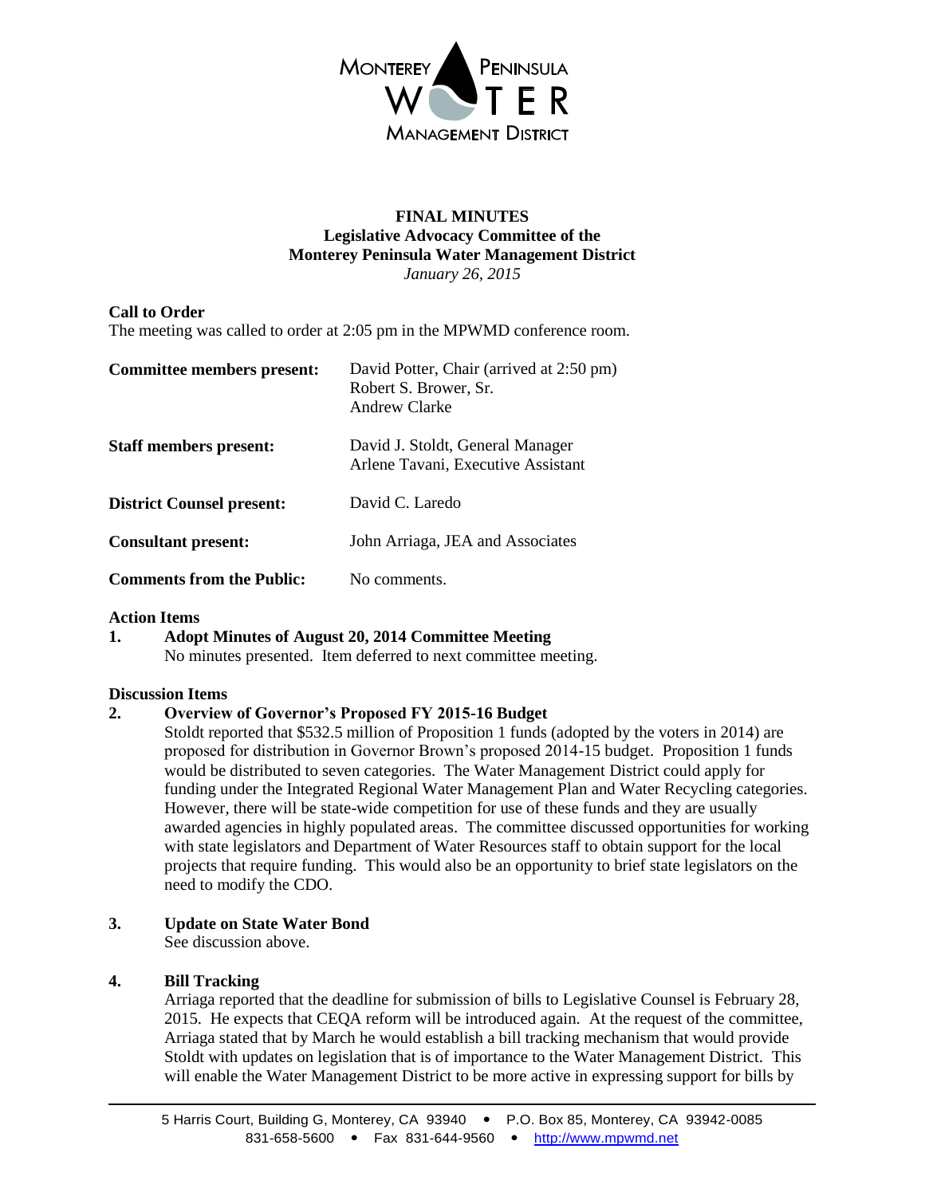**FINAL MINUTES**
**Legislative Advocacy Committee of the**
**Monterey Peninsula Water Management District**
*January 26, 2015*

**Call to Order**
The meeting was called to order at 2:05 pm in the MPWMD conference room.

| | |
|---|---|
| **Committee members present:** | David Potter, Chair (arrived at 2:50 pm)<br>Robert S. Brower, Sr.<br>Andrew Clarke |
| **Staff members present:** | David J. Stoldt, General Manager<br>Arlene Tavani, Executive Assistant |
| **District Counsel present:** | David C. Laredo |
| **Consultant present:** | John Arriaga, JEA and Associates |
| **Comments from the Public:** | No comments. |

**Action Items**

**1. Adopt Minutes of August 20, 2014 Committee Meeting**
No minutes presented. Item deferred to next committee meeting.

**Discussion Items**

**2. Overview of Governor's Proposed FY 2015-16 Budget**
Stoldt reported that $532.5 million of Proposition 1 funds (adopted by the voters in 2014) are proposed for distribution in Governor Brown's proposed 2014-15 budget. Proposition 1 funds would be distributed to seven categories. The Water Management District could apply for funding under the Integrated Regional Water Management Plan and Water Recycling categories. However, there will be state-wide competition for use of these funds and they are usually awarded agencies in highly populated areas. The committee discussed opportunities for working with state legislators and Department of Water Resources staff to obtain support for the local projects that require funding. This would also be an opportunity to brief state legislators on the need to modify the CDO.

**3. Update on State Water Bond**
See discussion above.

**4. Bill Tracking**
Arriaga reported that the deadline for submission of bills to Legislative Counsel is February 28, 2015. He expects that CEQA reform will be introduced again. At the request of the committee, Arriaga stated that by March he would establish a bill tracking mechanism that would provide Stoldt with updates on legislation that is of importance to the Water Management District. This will enable the Water Management District to be more active in expressing support for bills by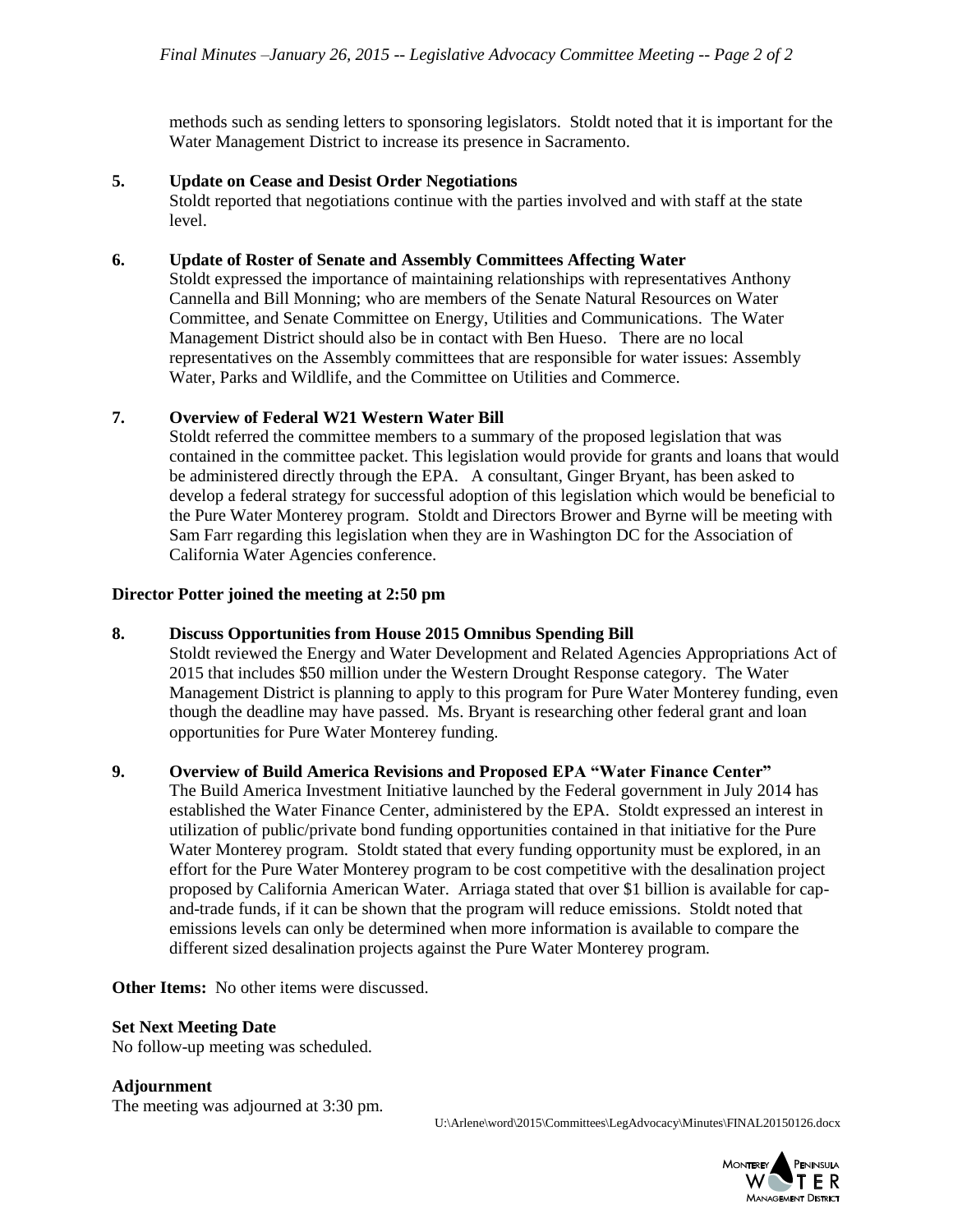methods such as sending letters to sponsoring legislators. Stoldt noted that it is important for the Water Management District to increase its presence in Sacramento.

**5. Update on Cease and Desist Order Negotiations**

Stoldt reported that negotiations continue with the parties involved and with staff at the state level.

**6. Update of Roster of Senate and Assembly Committees Affecting Water**

Stoldt expressed the importance of maintaining relationships with representatives Anthony Cannella and Bill Monning; who are members of the Senate Natural Resources on Water Committee, and Senate Committee on Energy, Utilities and Communications. The Water Management District should also be in contact with Ben Hueso. There are no local representatives on the Assembly committees that are responsible for water issues: Assembly Water, Parks and Wildlife, and the Committee on Utilities and Commerce.

**7. Overview of Federal W21 Western Water Bill**

Stoldt referred the committee members to a summary of the proposed legislation that was contained in the committee packet. This legislation would provide for grants and loans that would be administered directly through the EPA. A consultant, Ginger Bryant, has been asked to develop a federal strategy for successful adoption of this legislation which would be beneficial to the Pure Water Monterey program. Stoldt and Directors Brower and Byrne will be meeting with Sam Farr regarding this legislation when they are in Washington DC for the Association of California Water Agencies conference.

**Director Potter joined the meeting at 2:50 pm**

**8. Discuss Opportunities from House 2015 Omnibus Spending Bill**

Stoldt reviewed the Energy and Water Development and Related Agencies Appropriations Act of 2015 that includes $50 million under the Western Drought Response category. The Water Management District is planning to apply to this program for Pure Water Monterey funding, even though the deadline may have passed. Ms. Bryant is researching other federal grant and loan opportunities for Pure Water Monterey funding.

**9. Overview of Build America Revisions and Proposed EPA "Water Finance Center"**

The Build America Investment Initiative launched by the Federal government in July 2014 has established the Water Finance Center, administered by the EPA. Stoldt expressed an interest in utilization of public/private bond funding opportunities contained in that initiative for the Pure Water Monterey program. Stoldt stated that every funding opportunity must be explored, in an effort for the Pure Water Monterey program to be cost competitive with the desalination project proposed by California American Water. Arriaga stated that over $1 billion is available for cap-and-trade funds, if it can be shown that the program will reduce emissions. Stoldt noted that emissions levels can only be determined when more information is available to compare the different sized desalination projects against the Pure Water Monterey program.

**Other Items:** No other items were discussed.

**Set Next Meeting Date**

No follow-up meeting was scheduled.

**Adjournment**

The meeting was adjourned at 3:30 pm.

U:\Arlene\word\2015\Committees\LegAdvocacy\Minutes\FINAL20150126.docx